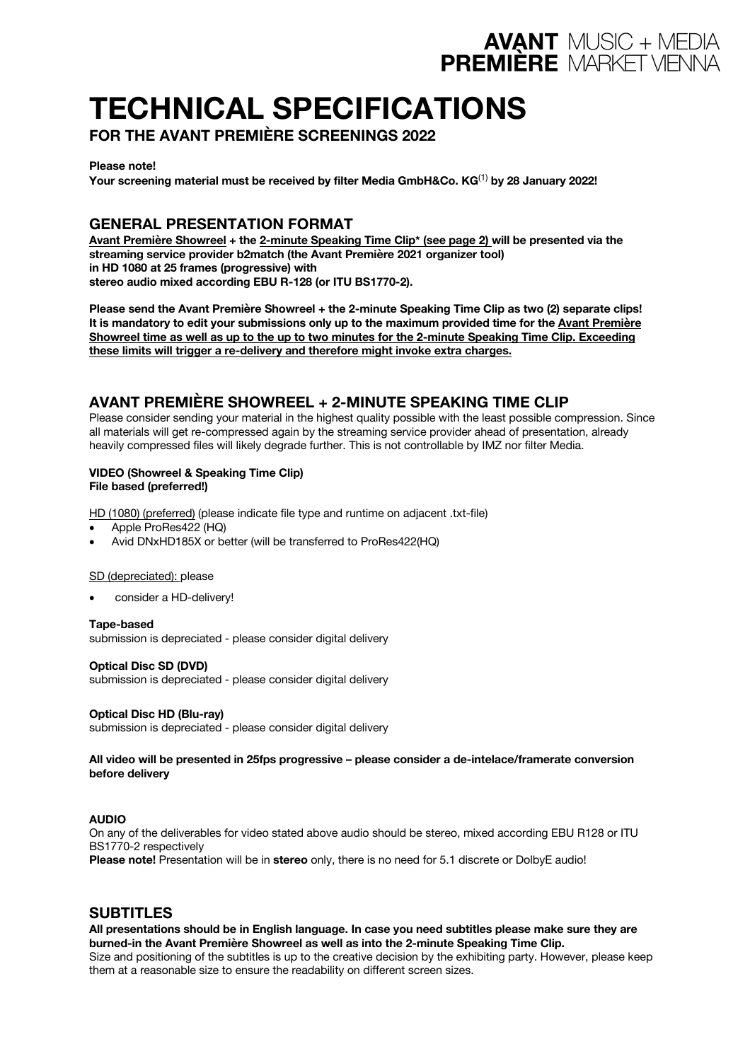**AVANT** MUSIC + MEDIA
**PREMIÈRE** MARKET VIENNA

# TECHNICAL SPECIFICATIONS

## FOR THE AVANT PREMIÈRE SCREENINGS 2022

**Please note!**
**Your screening material must be received by filter Media GmbH&Co. KG[1] by 28 January 2022!**

## GENERAL PRESENTATION FORMAT

**Avant Première Showreel + the 2-minute Speaking Time Clip* (see page 2) will be presented via the streaming service provider b2match (the Avant Première 2021 organizer tool) in HD 1080 at 25 frames (progressive) with stereo audio mixed according EBU R-128 (or ITU BS1770-2).**

**Please send the Avant Première Showreel + the 2-minute Speaking Time Clip as two (2) separate clips! It is mandatory to edit your submissions only up to the maximum provided time for the Avant Première Showreel time as well as up to the up to two minutes for the 2-minute Speaking Time Clip. Exceeding these limits will trigger a re-delivery and therefore might invoke extra charges.**

## AVANT PREMIÈRE SHOWREEL + 2-MINUTE SPEAKING TIME CLIP

Please consider sending your material in the highest quality possible with the least possible compression. Since all materials will get re-compressed again by the streaming service provider ahead of presentation, already heavily compressed files will likely degrade further. This is not controllable by IMZ nor filter Media.

**VIDEO (Showreel & Speaking Time Clip)**
**File based (preferred!)**

HD (1080) (preferred) (please indicate file type and runtime on adjacent .txt-file)

- Apple ProRes422 (HQ)
- Avid DNxHD185X or better (will be transferred to ProRes422(HQ)

SD (depreciated): please

- consider a HD-delivery!

**Tape-based**
submission is depreciated - please consider digital delivery

**Optical Disc SD (DVD)**
submission is depreciated - please consider digital delivery

**Optical Disc HD (Blu-ray)**
submission is depreciated - please consider digital delivery

**All video will be presented in 25fps progressive – please consider a de-intelace/framerate conversion before delivery**

**AUDIO**
On any of the deliverables for video stated above audio should be stereo, mixed according EBU R128 or ITU BS1770-2 respectively
**Please note!** Presentation will be in **stereo** only, there is no need for 5.1 discrete or DolbyE audio!

## SUBTITLES

**All presentations should be in English language. In case you need subtitles please make sure they are burned-in the Avant Première Showreel as well as into the 2-minute Speaking Time Clip.**
Size and positioning of the subtitles is up to the creative decision by the exhibiting party. However, please keep them at a reasonable size to ensure the readability on different screen sizes.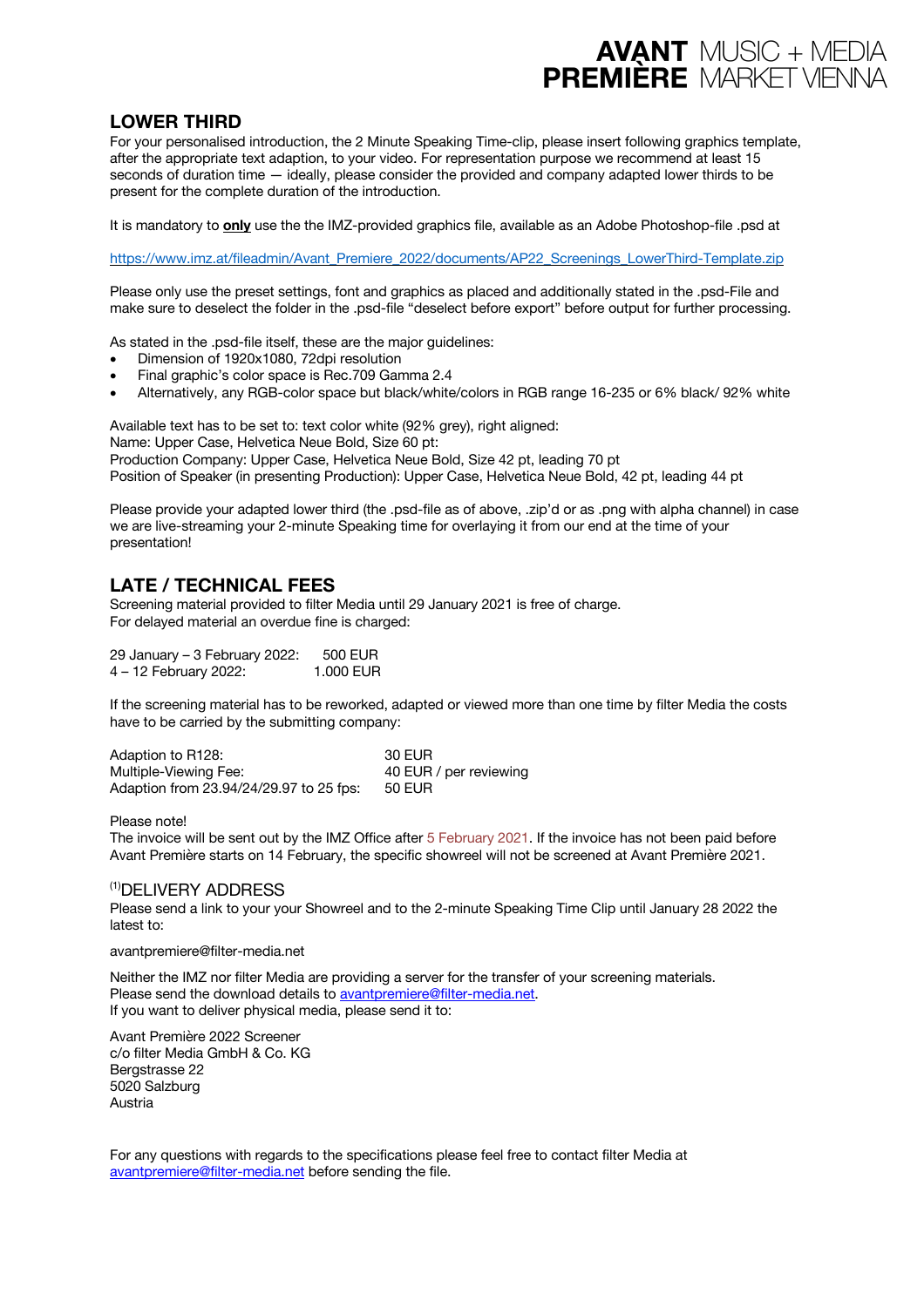## LOWER THIRD

For your personalised introduction, the 2 Minute Speaking Time-clip, please insert following graphics template, after the appropriate text adaption, to your video. For representation purpose we recommend at least 15 seconds of duration time — ideally, please consider the provided and company adapted lower thirds to be present for the complete duration of the introduction.

It is mandatory to **only** use the the IMZ-provided graphics file, available as an Adobe Photoshop-file .psd at

https://www.imz.at/fileadmin/Avant_Premiere_2022/documents/AP22_Screenings_LowerThird-Template.zip

Please only use the preset settings, font and graphics as placed and additionally stated in the .psd-File and make sure to deselect the folder in the .psd-file "deselect before export" before output for further processing.

As stated in the .psd-file itself, these are the major guidelines:

- Dimension of 1920x1080, 72dpi resolution
- Final graphic's color space is Rec.709 Gamma 2.4
- Alternatively, any RGB-color space but black/white/colors in RGB range 16-235 or 6% black/ 92% white

Available text has to be set to: text color white (92% grey), right aligned:
Name: Upper Case, Helvetica Neue Bold, Size 60 pt:
Production Company: Upper Case, Helvetica Neue Bold, Size 42 pt, leading 70 pt
Position of Speaker (in presenting Production): Upper Case, Helvetica Neue Bold, 42 pt, leading 44 pt

Please provide your adapted lower third (the .psd-file as of above, .zip'd or as .png with alpha channel) in case we are live-streaming your 2-minute Speaking time for overlaying it from our end at the time of your presentation!

## LATE / TECHNICAL FEES

Screening material provided to filter Media until 29 January 2021 is free of charge.
For delayed material an overdue fine is charged:

| | |
|---|---|
| 29 January – 3 February 2022: | 500 EUR |
| 4 – 12 February 2022: | 1.000 EUR |

If the screening material has to be reworked, adapted or viewed more than one time by filter Media the costs have to be carried by the submitting company:

| | |
|---|---|
| Adaption to R128: | 30 EUR |
| Multiple-Viewing Fee: | 40 EUR / per reviewing |
| Adaption from 23.94/24/29.97 to 25 fps: | 50 EUR |

Please note!
The invoice will be sent out by the IMZ Office after 5 February 2021. If the invoice has not been paid before Avant Première starts on 14 February, the specific showreel will not be screened at Avant Première 2021.

### [1]DELIVERY ADDRESS

Please send a link to your your Showreel and to the 2-minute Speaking Time Clip until January 28 2022 the latest to:

avantpremiere@filter-media.net

Neither the IMZ nor filter Media are providing a server for the transfer of your screening materials.
Please send the download details to avantpremiere@filter-media.net.
If you want to deliver physical media, please send it to:

Avant Première 2022 Screener
c/o filter Media GmbH & Co. KG
Bergstrasse 22
5020 Salzburg
Austria

For any questions with regards to the specifications please feel free to contact filter Media at avantpremiere@filter-media.net before sending the file.